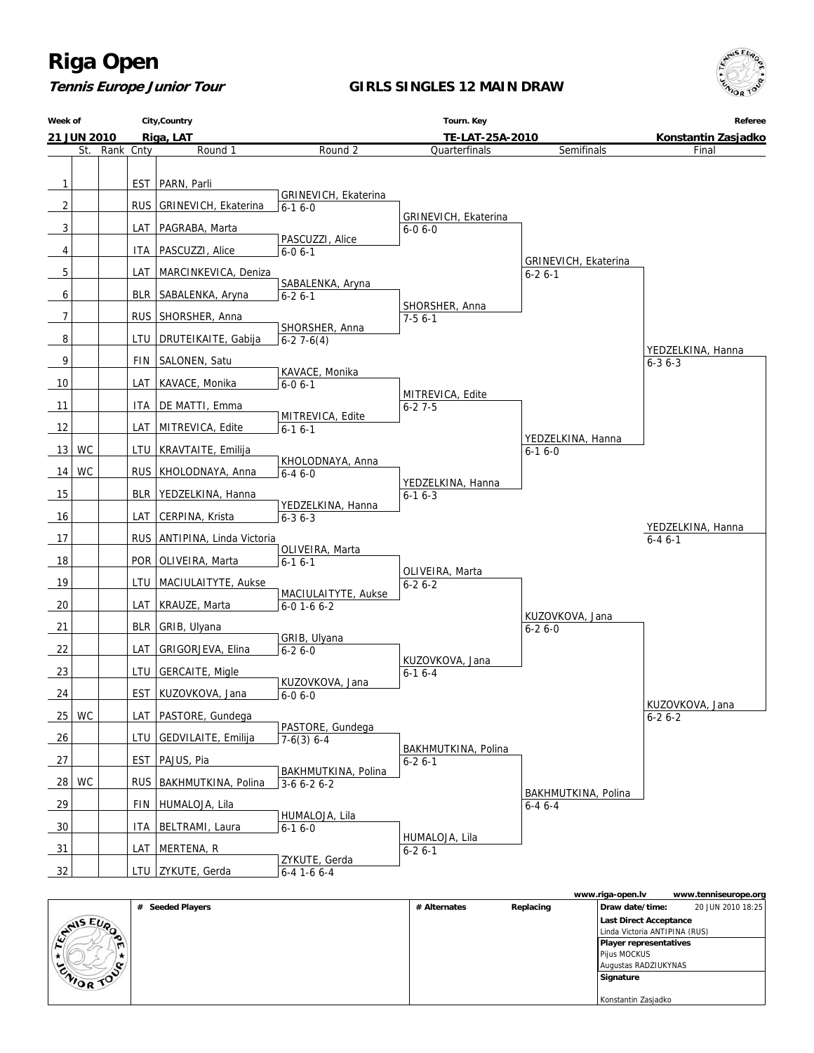# Riga Open

***Tennis Europe Junior Tour***

**GIRLS SINGLES 12 MAIN DRAW**

| Week of | City,Country | Tourn. Key | Referee |
|---|---|---|---|
| 21 JUN 2010 | Riga, LAT | TE-LAT-25A-2010 | Konstantin Zasjadko |

| # | St. | Rank | Cnty | Round 1 | Round 2 | Quarterfinals | Semifinals | Final |
|---|---|---|---|---|---|---|---|---|
| 1 | | | EST | PARN, Parli | | | | |
| 2 | | | RUS | GRINEVICH, Ekaterina | GRINEVICH, Ekaterina 6-1 6-0 | | | |
| 3 | | | LAT | PAGRABA, Marta | | GRINEVICH, Ekaterina 6-0 6-0 | | |
| 4 | | | ITA | PASCUZZI, Alice | PASCUZZI, Alice 6-0 6-1 | | | |
| 5 | | | LAT | MARCINKEVICA, Deniza | | | GRINEVICH, Ekaterina 6-2 6-1 | |
| 6 | | | BLR | SABALENKA, Aryna | SABALENKA, Aryna 6-2 6-1 | | | |
| 7 | | | RUS | SHORSHER, Anna | | SHORSHER, Anna 7-5 6-1 | | |
| 8 | | | LTU | DRUTEIKAITE, Gabija | SHORSHER, Anna 6-2 7-6(4) | | | |
| 9 | | | FIN | SALONEN, Satu | | | | YEDZELKINA, Hanna 6-3 6-3 |
| 10 | | | LAT | KAVACE, Monika | KAVACE, Monika 6-0 6-1 | | | |
| 11 | | | ITA | DE MATTI, Emma | | MITREVICA, Edite 6-2 7-5 | | |
| 12 | | | LAT | MITREVICA, Edite | MITREVICA, Edite 6-1 6-1 | | | |
| 13 | WC | | LTU | KRAVTAITE, Emilija | | | YEDZELKINA, Hanna 6-1 6-0 | |
| 14 | WC | | RUS | KHOLODNAYA, Anna | KHOLODNAYA, Anna 6-4 6-0 | | | |
| 15 | | | BLR | YEDZELKINA, Hanna | | YEDZELKINA, Hanna 6-1 6-3 | | |
| 16 | | | LAT | CERPINA, Krista | YEDZELKINA, Hanna 6-3 6-3 | | | |
| 17 | | | RUS | ANTIPINA, Linda Victoria | | | | YEDZELKINA, Hanna 6-4 6-1 |
| 18 | | | POR | OLIVEIRA, Marta | OLIVEIRA, Marta 6-1 6-1 | | | |
| 19 | | | LTU | MACIULAITYTE, Aukse | | OLIVEIRA, Marta 6-2 6-2 | | |
| 20 | | | LAT | KRAUZE, Marta | MACIULAITYTE, Aukse 6-0 1-6 6-2 | | | |
| 21 | | | BLR | GRIB, Ulyana | | | KUZOVKOVA, Jana 6-2 6-0 | |
| 22 | | | LAT | GRIGORJEVA, Elina | GRIB, Ulyana 6-2 6-0 | | | |
| 23 | | | LTU | GERCAITE, Migle | | KUZOVKOVA, Jana 6-1 6-4 | | |
| 24 | | | EST | KUZOVKOVA, Jana | KUZOVKOVA, Jana 6-0 6-0 | | | |
| 25 | WC | | LAT | PASTORE, Gundega | | | | KUZOVKOVA, Jana 6-2 6-2 |
| 26 | | | LTU | GEDVILAITE, Emilija | PASTORE, Gundega 7-6(3) 6-4 | | | |
| 27 | | | EST | PAJUS, Pia | | BAKHMUTKINA, Polina 6-2 6-1 | | |
| 28 | WC | | RUS | BAKHMUTKINA, Polina | BAKHMUTKINA, Polina 3-6 6-2 6-2 | | | |
| 29 | | | FIN | HUMALOJA, Lila | | | BAKHMUTKINA, Polina 6-4 6-4 | |
| 30 | | | ITA | BELTRAMI, Laura | HUMALOJA, Lila 6-1 6-0 | | | |
| 31 | | | LAT | MERTENA, R | | HUMALOJA, Lila 6-2 6-1 | | |
| 32 | | | LTU | ZYKUTE, Gerda | ZYKUTE, Gerda 6-4 1-6 6-4 | | | |

www.riga-open.lv www.tenniseurope.org

| # Seeded Players | # Alternates | Replacing | |
|---|---|---|---|
| | | | Draw date/time: 20 JUN 2010 18:25 |
| | | | **Last Direct Acceptance** Linda Victoria ANTIPINA (RUS) |
| | | | **Player representatives** Pijus MOCKUS, Augustas RADZIUKYNAS |
| | | | **Signature** Konstantin Zasjadko |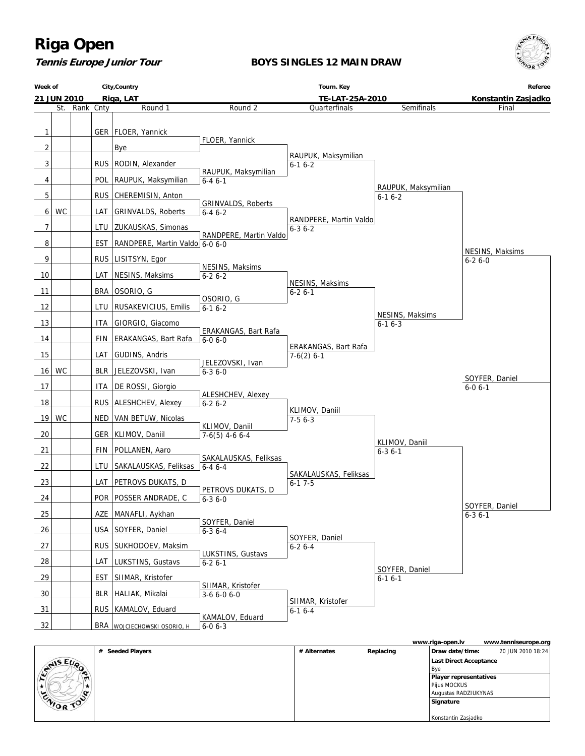# Riga Open

**Tennis Europe Junior Tour**

**BOYS SINGLES 12 MAIN DRAW**

| Week of | City,Country | Tourn. Key | Referee |
|---|---|---|---|
| 21 JUN 2010 | Riga, LAT | TE-LAT-25A-2010 | Konstantin Zasjadko |

| # | St. | Rank | Cnty | Round 1 | Round 2 | Quarterfinals | Semifinals | Final |
|---|---|---|---|---|---|---|---|---|
| 1 | | | GER | FLOER, Yannick | FLOER, Yannick | RAUPUK, Maksymilian 6-1 6-2 | RAUPUK, Maksymilian 6-1 6-2 | NESINS, Maksims 6-2 6-0 |
| 2 | | | | Bye | | | | |
| 3 | | | RUS | RODIN, Alexander | RAUPUK, Maksymilian 6-4 6-1 | | | |
| 4 | | | POL | RAUPUK, Maksymilian | | | | |
| 5 | | | RUS | CHEREMISIN, Anton | GRINVALDS, Roberts 6-4 6-2 | RANDPERE, Martin Valdo 6-3 6-2 | | |
| 6 | WC | | LAT | GRINVALDS, Roberts | | | | |
| 7 | | | LTU | ZUKAUSKAS, Simonas | RANDPERE, Martin Valdo 6-0 6-0 | | | |
| 8 | | | EST | RANDPERE, Martin Valdo | | | | |
| 9 | | | RUS | LISITSYN, Egor | NESINS, Maksims 6-2 6-2 | NESINS, Maksims 6-2 6-1 | NESINS, Maksims 6-1 6-3 | |
| 10 | | | LAT | NESINS, Maksims | | | | |
| 11 | | | BRA | OSORIO, G | OSORIO, G 6-1 6-2 | | | |
| 12 | | | LTU | RUSAKEVICIUS, Emilis | | | | |
| 13 | | | ITA | GIORGIO, Giacomo | ERAKANGAS, Bart Rafa 6-0 6-0 | ERAKANGAS, Bart Rafa 7-6(2) 6-1 | | |
| 14 | | | FIN | ERAKANGAS, Bart Rafa | | | | |
| 15 | | | LAT | GUDINS, Andris | JELEZOVSKI, Ivan 6-3 6-0 | | | |
| 16 | WC | | BLR | JELEZOVSKI, Ivan | | | | SOYFER, Daniel 6-0 6-1 |
| 17 | | | ITA | DE ROSSI, Giorgio | ALESHCHEV, Alexey 6-2 6-2 | KLIMOV, Daniil 7-5 6-3 | KLIMOV, Daniil 6-3 6-1 | |
| 18 | | | RUS | ALESHCHEV, Alexey | | | | |
| 19 | WC | | NED | VAN BETUW, Nicolas | KLIMOV, Daniil 7-6(5) 4-6 6-4 | | | |
| 20 | | | GER | KLIMOV, Daniil | | | | |
| 21 | | | FIN | POLLANEN, Aaro | SAKALAUSKAS, Feliksas 6-4 6-4 | SAKALAUSKAS, Feliksas 6-1 7-5 | | |
| 22 | | | LTU | SAKALAUSKAS, Feliksas | | | | |
| 23 | | | LAT | PETROVS DUKATS, D | PETROVS DUKATS, D 6-3 6-0 | | | |
| 24 | | | POR | POSSER ANDRADE, C | | | | SOYFER, Daniel 6-3 6-1 |
| 25 | | | AZE | MANAFLI, Aykhan | SOYFER, Daniel 6-3 6-4 | SOYFER, Daniel 6-2 6-4 | SOYFER, Daniel 6-1 6-1 | |
| 26 | | | USA | SOYFER, Daniel | | | | |
| 27 | | | RUS | SUKHODOEV, Maksim | LUKSTINS, Gustavs 6-2 6-1 | | | |
| 28 | | | LAT | LUKSTINS, Gustavs | | | | |
| 29 | | | EST | SIIMAR, Kristofer | SIIMAR, Kristofer 3-6 6-0 6-0 | SIIMAR, Kristofer 6-1 6-4 | | |
| 30 | | | BLR | HALIAK, Mikalai | | | | |
| 31 | | | RUS | KAMALOV, Eduard | KAMALOV, Eduard 6-0 6-3 | | | |
| 32 | | | BRA | WOJCIECHOWSKI OSORIO, H | | | | |

www.riga-open.lv www.tenniseurope.org

| # Seeded Players | # Alternates | Replacing | Draw date/time: 20 JUN 2010 18:24 |
|---|---|---|---|
| | | | Last Direct Acceptance: Bye |
| | | | Player representatives: Pijus MOCKUS, Augustas RADZIUKYNAS |
| | | | Signature: Konstantin Zasjadko |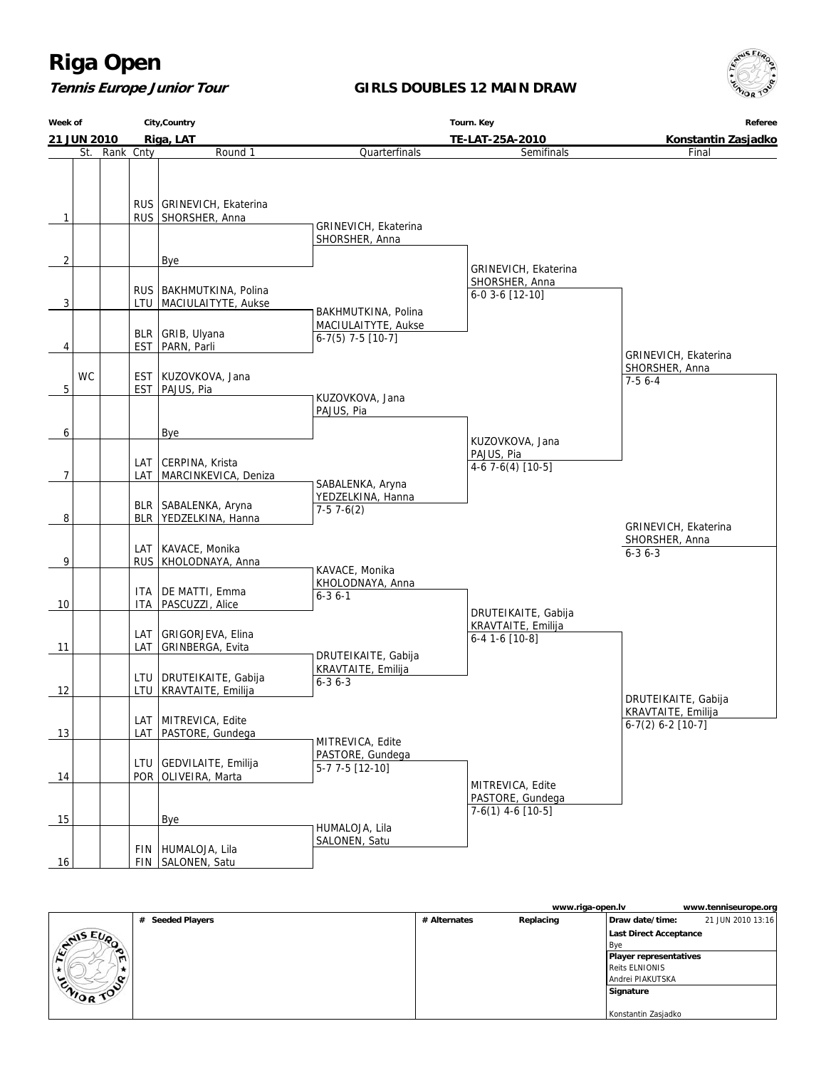# Riga Open

***Tennis Europe Junior Tour***

## GIRLS DOUBLES 12 MAIN DRAW

| Week of | City,Country | Tourn. Key | Referee |
|---|---|---|---|
| 21 JUN 2010 | Riga, LAT | TE-LAT-25A-2010 | Konstantin Zasjadko |

| # | St. | Rank | Cnty | Round 1 | Quarterfinals | Semifinals | Final |
|---|---|---|---|---|---|---|---|
| 1 | | | RUS / RUS | GRINEVICH, Ekaterina / SHORSHER, Anna | GRINEVICH, Ekaterina / SHORSHER, Anna | GRINEVICH, Ekaterina / SHORSHER, Anna 6-0 3-6 [12-10] | GRINEVICH, Ekaterina / SHORSHER, Anna 7-5 6-4 |
| 2 | | | | Bye | | | |
| 3 | | | RUS / LTU | BAKHMUTKINA, Polina / MACIULAITYTE, Aukse | BAKHMUTKINA, Polina / MACIULAITYTE, Aukse 6-7(5) 7-5 [10-7] | | |
| 4 | | | BLR / EST | GRIB, Ulyana / PARN, Parli | | | |
| 5 | WC | | EST / EST | KUZOVKOVA, Jana / PAJUS, Pia | KUZOVKOVA, Jana / PAJUS, Pia | KUZOVKOVA, Jana / PAJUS, Pia 4-6 7-6(4) [10-5] | |
| 6 | | | | Bye | | | |
| 7 | | | LAT / LAT | CERPINA, Krista / MARCINKEVICA, Deniza | SABALENKA, Aryna / YEDZELKINA, Hanna 7-5 7-6(2) | | |
| 8 | | | BLR / BLR | SABALENKA, Aryna / YEDZELKINA, Hanna | | | |
| 9 | | | LAT / RUS | KAVACE, Monika / KHOLODNAYA, Anna | KAVACE, Monika / KHOLODNAYA, Anna 6-3 6-1 | DRUTEIKAITE, Gabija / KRAVTAITE, Emilija 6-4 1-6 [10-8] | DRUTEIKAITE, Gabija / KRAVTAITE, Emilija 6-7(2) 6-2 [10-7] |
| 10 | | | ITA / ITA | DE MATTI, Emma / PASCUZZI, Alice | | | |
| 11 | | | LAT / LAT | GRIGORJEVA, Elina / GRINBERGA, Evita | DRUTEIKAITE, Gabija / KRAVTAITE, Emilija 6-3 6-3 | | |
| 12 | | | LTU / LTU | DRUTEIKAITE, Gabija / KRAVTAITE, Emilija | | | |
| 13 | | | LAT / LAT | MITREVICA, Edite / PASTORE, Gundega | MITREVICA, Edite / PASTORE, Gundega 5-7 7-5 [12-10] | MITREVICA, Edite / PASTORE, Gundega 7-6(1) 4-6 [10-5] | |
| 14 | | | LTU / POR | GEDVILAITE, Emilija / OLIVEIRA, Marta | | | |
| 15 | | | | Bye | HUMALOJA, Lila / SALONEN, Satu | | |
| 16 | | | FIN / FIN | HUMALOJA, Lila / SALONEN, Satu | | | |

**Winner:** GRINEVICH, Ekaterina / SHORSHER, Anna 6-3 6-3

www.riga-open.lv www.tenniseurope.org

| # Seeded Players | # Alternates | Replacing | |
|---|---|---|---|
| | | | Draw date/time: 21 JUN 2010 13:16 |
| | | | Last Direct Acceptance: Bye |
| | | | Player representatives: Reits ELNIONIS, Andrei PIAKUTSKA |
| | | | Signature: Konstantin Zasjadko |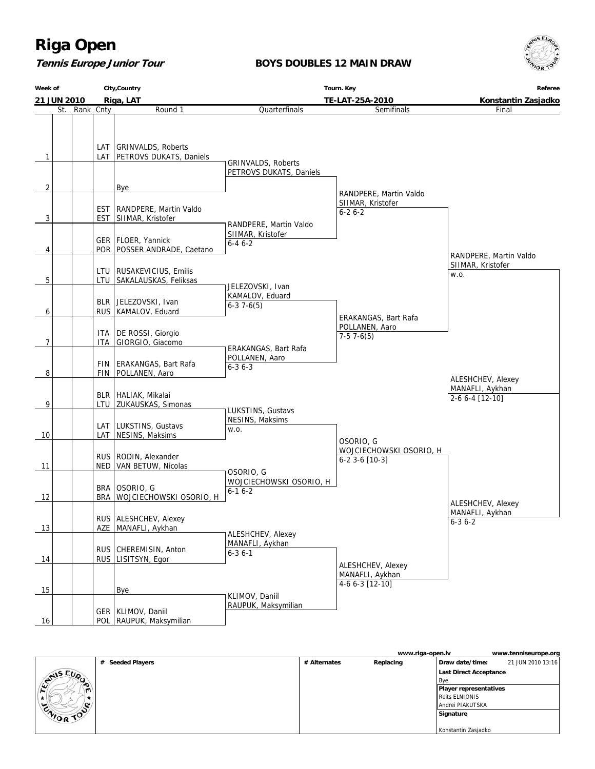# Riga Open

**Tennis Europe Junior Tour**

**BOYS DOUBLES 12 MAIN DRAW**

| Week of | City,Country | Tourn. Key | Referee |
|---|---|---|---|
| 21 JUN 2010 | Riga, LAT | TE-LAT-25A-2010 | Konstantin Zasjadko |

| # | St. | Rank | Cnty | Round 1 |
|---|---|---|---|---|
| 1 | | | LAT / LAT | GRINVALDS, Roberts / PETROVS DUKATS, Daniels |
| 2 | | | | Bye |
| 3 | | | EST / EST | RANDPERE, Martin Valdo / SIIMAR, Kristofer |
| 4 | | | GER / POR | FLOER, Yannick / POSSER ANDRADE, Caetano |
| 5 | | | LTU / LTU | RUSAKEVICIUS, Emilis / SAKALAUSKAS, Feliksas |
| 6 | | | BLR / RUS | JELEZOVSKI, Ivan / KAMALOV, Eduard |
| 7 | | | ITA / ITA | DE ROSSI, Giorgio / GIORGIO, Giacomo |
| 8 | | | FIN / FIN | ERAKANGAS, Bart Rafa / POLLANEN, Aaro |
| 9 | | | BLR / LTU | HALIAK, Mikalai / ZUKAUSKAS, Simonas |
| 10 | | | LAT / LAT | LUKSTINS, Gustavs / NESINS, Maksims |
| 11 | | | RUS / NED | RODIN, Alexander / VAN BETUW, Nicolas |
| 12 | | | BRA / BRA | OSORIO, G / WOJCIECHOWSKI OSORIO, H |
| 13 | | | RUS / AZE | ALESHCHEV, Alexey / MANAFLI, Aykhan |
| 14 | | | RUS / RUS | CHEREMISIN, Anton / LISITSYN, Egor |
| 15 | | | | Bye |
| 16 | | | GER / POL | KLIMOV, Daniil / RAUPUK, Maksymilian |

**Quarterfinals**

- GRINVALDS, Roberts / PETROVS DUKATS, Daniels
- RANDPERE, Martin Valdo / SIIMAR, Kristofer 6-4 6-2
- JELEZOVSKI, Ivan / KAMALOV, Eduard 6-3 7-6(5)
- ERAKANGAS, Bart Rafa / POLLANEN, Aaro 6-3 6-3
- LUKSTINS, Gustavs / NESINS, Maksims w.o.
- OSORIO, G / WOJCIECHOWSKI OSORIO, H 6-1 6-2
- ALESHCHEV, Alexey / MANAFLI, Aykhan 6-3 6-1
- KLIMOV, Daniil / RAUPUK, Maksymilian

**Semifinals**

- RANDPERE, Martin Valdo / SIIMAR, Kristofer 6-2 6-2
- ERAKANGAS, Bart Rafa / POLLANEN, Aaro 7-5 7-6(5)
- OSORIO, G / WOJCIECHOWSKI OSORIO, H 6-2 3-6 [10-3]
- ALESHCHEV, Alexey / MANAFLI, Aykhan 4-6 6-3 [12-10]

**Final**

- RANDPERE, Martin Valdo / SIIMAR, Kristofer w.o.
- ALESHCHEV, Alexey / MANAFLI, Aykhan 6-3 6-2

**Winner**

- ALESHCHEV, Alexey / MANAFLI, Aykhan 2-6 6-4 [12-10]

www.riga-open.lv www.tenniseurope.org

| # Seeded Players | # Alternates | Replacing | |
|---|---|---|---|
| | | | Draw date/time: 21 JUN 2010 13:16 |
| | | | Last Direct Acceptance: Bye |
| | | | Player representatives: Reits ELNIONIS, Andrei PIAKUTSKA |
| | | | Signature: Konstantin Zasjadko |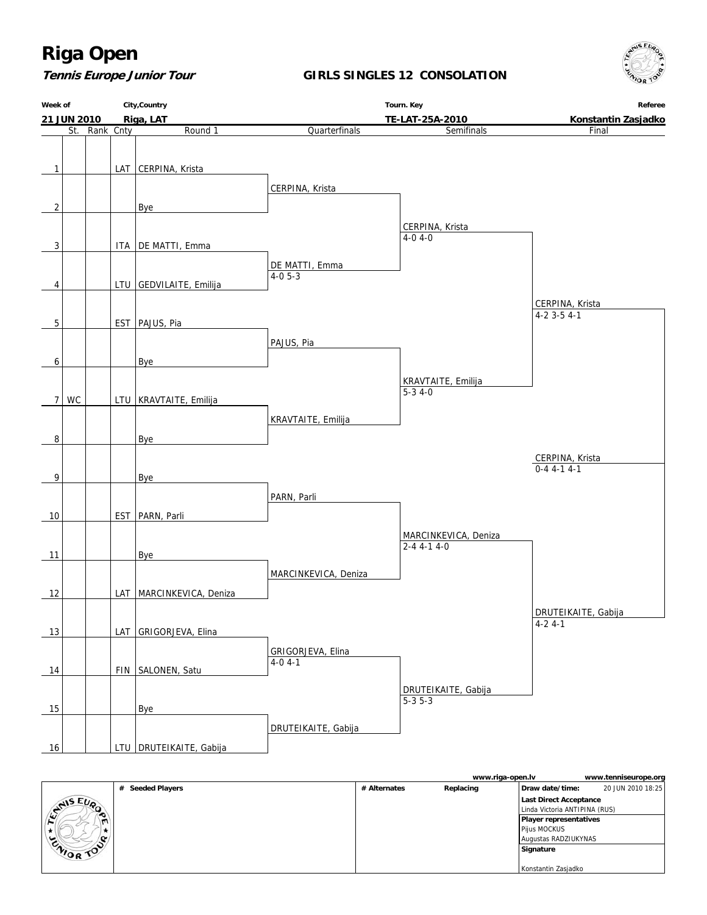# Riga Open

***Tennis Europe Junior Tour***

**GIRLS SINGLES 12 CONSOLATION**

| Week of | City,Country | Tourn. Key | Referee |
|---|---|---|---|
| 21 JUN 2010 | Riga, LAT | TE-LAT-25A-2010 | Konstantin Zasjadko |

| # | St. | Rank | Cnty | Round 1 | Quarterfinals | Semifinals | Final |
|---|---|---|---|---|---|---|---|
| 1 | | | LAT | CERPINA, Krista | | | |
| | | | | | CERPINA, Krista | | |
| 2 | | | | Bye | | | |
| | | | | | | CERPINA, Krista 4-0 4-0 | |
| 3 | | | ITA | DE MATTI, Emma | | | |
| | | | | | DE MATTI, Emma 4-0 5-3 | | |
| 4 | | | LTU | GEDVILAITE, Emilija | | | |
| | | | | | | | CERPINA, Krista 4-2 3-5 4-1 |
| 5 | | | EST | PAJUS, Pia | | | |
| | | | | | PAJUS, Pia | | |
| 6 | | | | Bye | | | |
| | | | | | | KRAVTAITE, Emilija 5-3 4-0 | |
| 7 | WC | | LTU | KRAVTAITE, Emilija | | | |
| | | | | | KRAVTAITE, Emilija | | |
| 8 | | | | Bye | | | |
| | | | | | | | CERPINA, Krista 0-4 4-1 4-1 |
| 9 | | | | Bye | | | |
| | | | | | PARN, Parli | | |
| 10 | | | EST | PARN, Parli | | | |
| | | | | | | MARCINKEVICA, Deniza 2-4 4-1 4-0 | |
| 11 | | | | Bye | | | |
| | | | | | MARCINKEVICA, Deniza | | |
| 12 | | | LAT | MARCINKEVICA, Deniza | | | |
| | | | | | | | DRUTEIKAITE, Gabija 4-2 4-1 |
| 13 | | | LAT | GRIGORJEVA, Elina | | | |
| | | | | | GRIGORJEVA, Elina 4-0 4-1 | | |
| 14 | | | FIN | SALONEN, Satu | | | |
| | | | | | | DRUTEIKAITE, Gabija 5-3 5-3 | |
| 15 | | | | Bye | | | |
| | | | | | DRUTEIKAITE, Gabija | | |
| 16 | | | LTU | DRUTEIKAITE, Gabija | | | |

www.riga-open.lv    www.tenniseurope.org

| # Seeded Players | # Alternates | Replacing | |
|---|---|---|---|
| | | | **Draw date/time:** 20 JUN 2010 18:25 |
| | | | **Last Direct Acceptance** Linda Victoria ANTIPINA (RUS) |
| | | | **Player representatives** Pijus MOCKUS, Augustas RADZIUKYNAS |
| | | | **Signature** Konstantin Zasjadko |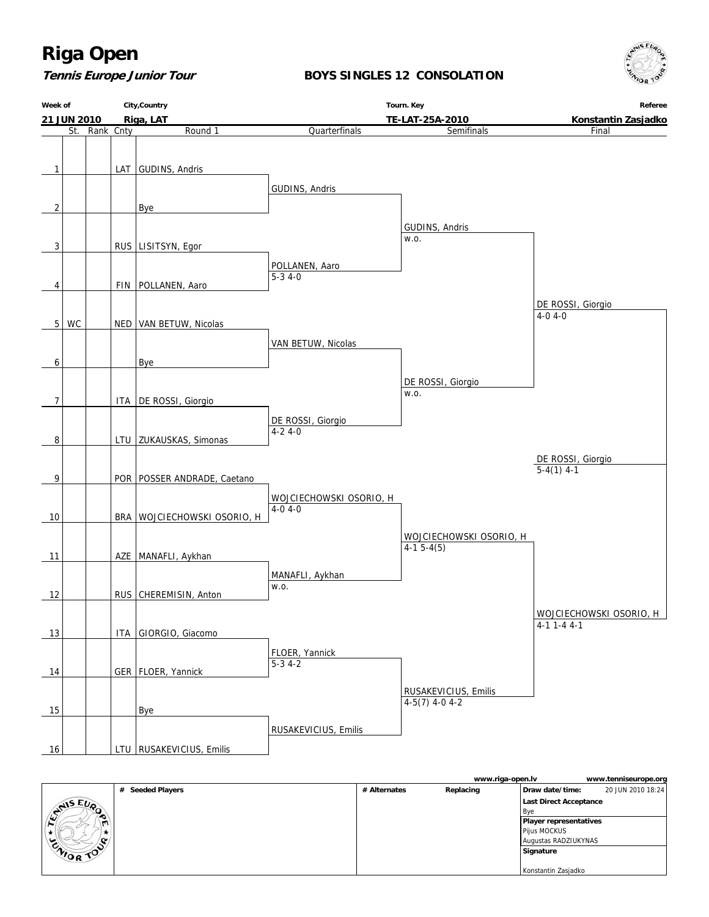# Riga Open

***Tennis Europe Junior Tour***

**BOYS SINGLES 12 CONSOLATION**

| Week of | City,Country | Tourn. Key | Referee |
| --- | --- | --- | --- |
| 21 JUN 2010 | Riga, LAT | TE-LAT-25A-2010 | Konstantin Zasjadko |

| # | St. | Rank | Cnty | Round 1 | Quarterfinals | Semifinals | Final |
| --- | --- | --- | --- | --- | --- | --- | --- |
| 1 | | | LAT | GUDINS, Andris | | | |
| | | | | | GUDINS, Andris | | |
| 2 | | | | Bye | | | |
| | | | | | | GUDINS, Andris w.o. | |
| 3 | | | RUS | LISITSYN, Egor | | | |
| | | | | | POLLANEN, Aaro 5-3 4-0 | | |
| 4 | | | FIN | POLLANEN, Aaro | | | |
| | | | | | | | DE ROSSI, Giorgio 4-0 4-0 |
| 5 | WC | | NED | VAN BETUW, Nicolas | | | |
| | | | | | VAN BETUW, Nicolas | | |
| 6 | | | | Bye | | | |
| | | | | | | DE ROSSI, Giorgio w.o. | |
| 7 | | | ITA | DE ROSSI, Giorgio | | | |
| | | | | | DE ROSSI, Giorgio 4-2 4-0 | | |
| 8 | | | LTU | ZUKAUSKAS, Simonas | | | |
| | | | | | | | DE ROSSI, Giorgio 5-4(1) 4-1 |
| 9 | | | POR | POSSER ANDRADE, Caetano | | | |
| | | | | | WOJCIECHOWSKI OSORIO, H 4-0 4-0 | | |
| 10 | | | BRA | WOJCIECHOWSKI OSORIO, H | | | |
| | | | | | | WOJCIECHOWSKI OSORIO, H 4-1 5-4(5) | |
| 11 | | | AZE | MANAFLI, Aykhan | | | |
| | | | | | MANAFLI, Aykhan w.o. | | |
| 12 | | | RUS | CHEREMISIN, Anton | | | |
| | | | | | | | WOJCIECHOWSKI OSORIO, H 4-1 1-4 4-1 |
| 13 | | | ITA | GIORGIO, Giacomo | | | |
| | | | | | FLOER, Yannick 5-3 4-2 | | |
| 14 | | | GER | FLOER, Yannick | | | |
| | | | | | | RUSAKEVICIUS, Emilis 4-5(7) 4-0 4-2 | |
| 15 | | | | Bye | | | |
| | | | | | RUSAKEVICIUS, Emilis | | |
| 16 | | | LTU | RUSAKEVICIUS, Emilis | | | |

www.riga-open.lv www.tenniseurope.org

| # Seeded Players | # Alternates | Replacing | |
| --- | --- | --- | --- |
| | | | Draw date/time: 20 JUN 2010 18:24 |
| | | | Last Direct Acceptance: Bye |
| | | | Player representatives: Pijus MOCKUS, Augustas RADZIUKYNAS |
| | | | Signature: Konstantin Zasjadko |